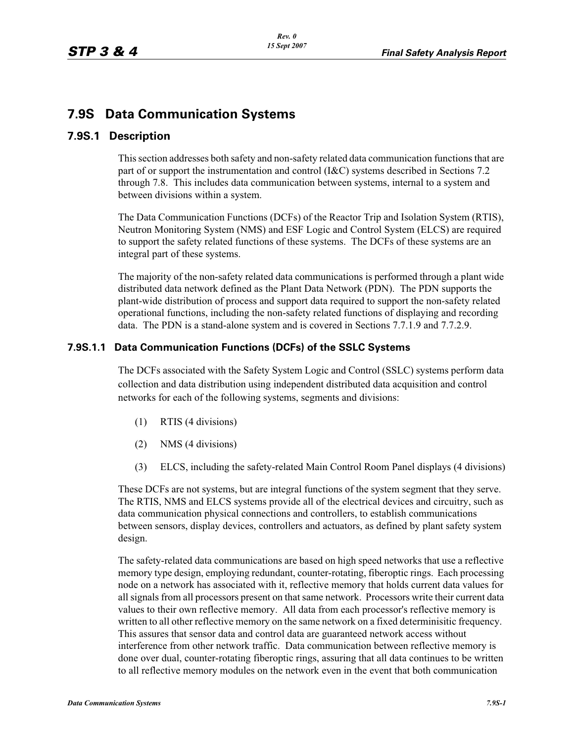# 7.9S Data Communication Systems

## 7.9S.1 Description

This section addresses both safety and non-safety related data communication functions that are part of or support the instrumentation and control (I&C) systems described in Sections 7.2 through 7.8. This includes data communication between systems, internal to a system and between divisions within a system.

The Data Communication Functions (DCFs) of the Reactor Trip and Isolation System (RTIS), Neutron Monitoring System (NMS) and ESF Logic and Control System (ELCS) are required to support the safety related functions of these systems. The DCFs of these systems are an integral part of these systems.

The majority of the non-safety related data communications is performed through a plant wide distributed data network defined as the Plant Data Network (PDN). The PDN supports the plant-wide distribution of process and support data required to support the non-safety related operational functions, including the non-safety related functions of displaying and recording data. The PDN is a stand-alone system and is covered in Sections 7.7.1.9 and 7.7.2.9.

### 7.9S.1.1 Data Communication Functions (DCFs) of the SSLC Systems

The DCFs associated with the Safety System Logic and Control (SSLC) systems perform data collection and data distribution using independent distributed data acquisition and control networks for each of the following systems, segments and divisions:

(1) RTIS (4 divisions)

(2) NMS (4 divisions)

(3) ELCS, including the safety-related Main Control Room Panel displays (4 divisions)

These DCFs are not systems, but are integral functions of the system segment that they serve. The RTIS, NMS and ELCS systems provide all of the electrical devices and circuitry, such as data communication physical connections and controllers, to establish communications between sensors, display devices, controllers and actuators, as defined by plant safety system design.

The safety-related data communications are based on high speed networks that use a reflective memory type design, employing redundant, counter-rotating, fiberoptic rings. Each processing node on a network has associated with it, reflective memory that holds current data values for all signals from all processors present on that same network. Processors write their current data values to their own reflective memory. All data from each processor's reflective memory is written to all other reflective memory on the same network on a fixed determinisitic frequency. This assures that sensor data and control data are guaranteed network access without interference from other network traffic. Data communication between reflective memory is done over dual, counter-rotating fiberoptic rings, assuring that all data continues to be written to all reflective memory modules on the network even in the event that both communication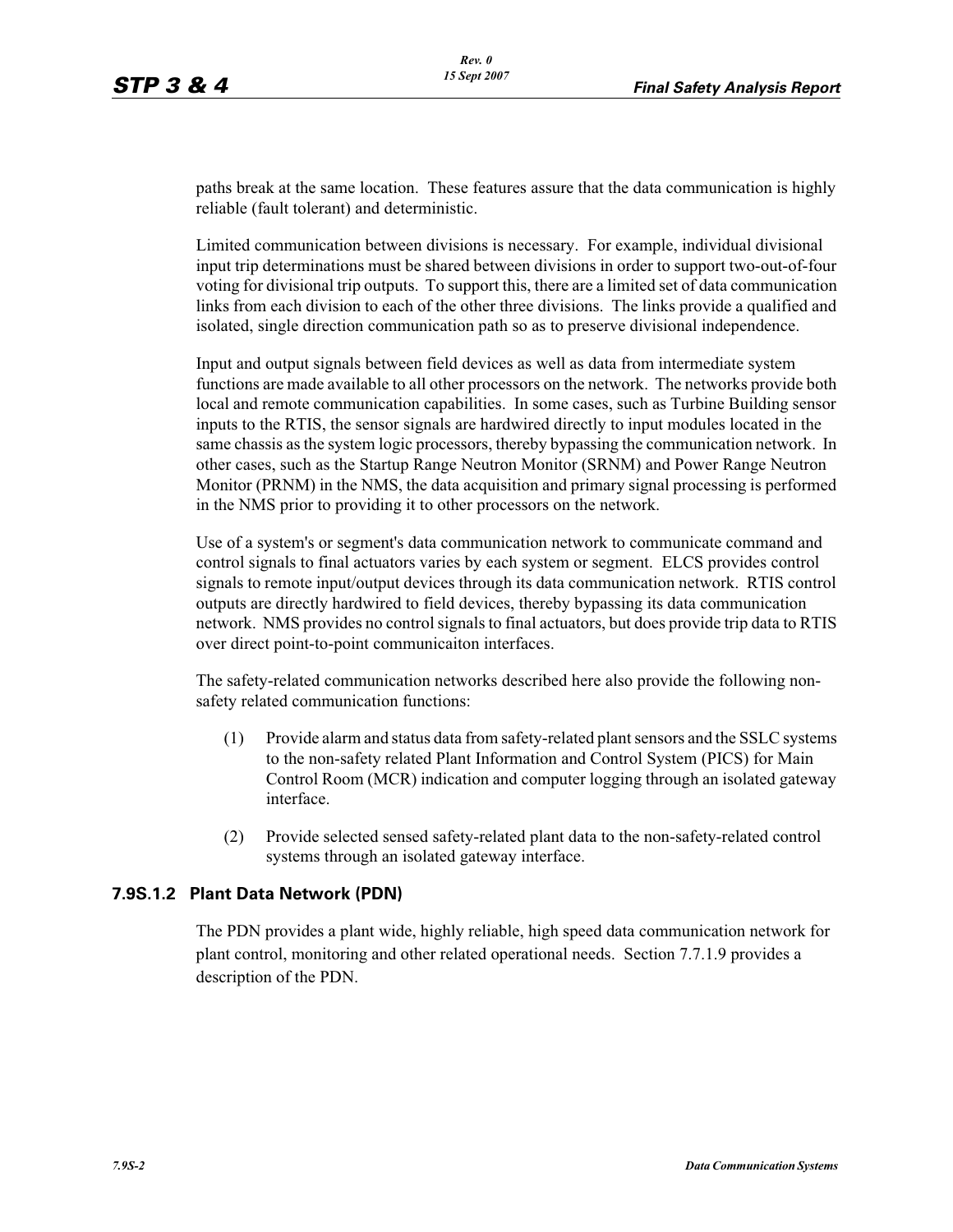paths break at the same location. These features assure that the data communication is highly reliable (fault tolerant) and deterministic.

Limited communication between divisions is necessary. For example, individual divisional input trip determinations must be shared between divisions in order to support two-out-of-four voting for divisional trip outputs. To support this, there are a limited set of data communication links from each division to each of the other three divisions. The links provide a qualified and isolated, single direction communication path so as to preserve divisional independence.

Input and output signals between field devices as well as data from intermediate system functions are made available to all other processors on the network. The networks provide both local and remote communication capabilities. In some cases, such as Turbine Building sensor inputs to the RTIS, the sensor signals are hardwired directly to input modules located in the same chassis as the system logic processors, thereby bypassing the communication network. In other cases, such as the Startup Range Neutron Monitor (SRNM) and Power Range Neutron Monitor (PRNM) in the NMS, the data acquisition and primary signal processing is performed in the NMS prior to providing it to other processors on the network.

Use of a system's or segment's data communication network to communicate command and control signals to final actuators varies by each system or segment. ELCS provides control signals to remote input/output devices through its data communication network. RTIS control outputs are directly hardwired to field devices, thereby bypassing its data communication network. NMS provides no control signals to final actuators, but does provide trip data to RTIS over direct point-to-point communicaiton interfaces.

The safety-related communication networks described here also provide the following non-safety related communication functions:

(1) Provide alarm and status data from safety-related plant sensors and the SSLC systems to the non-safety related Plant Information and Control System (PICS) for Main Control Room (MCR) indication and computer logging through an isolated gateway interface.

(2) Provide selected sensed safety-related plant data to the non-safety-related control systems through an isolated gateway interface.

### 7.9S.1.2 Plant Data Network (PDN)

The PDN provides a plant wide, highly reliable, high speed data communication network for plant control, monitoring and other related operational needs. Section 7.7.1.9 provides a description of the PDN.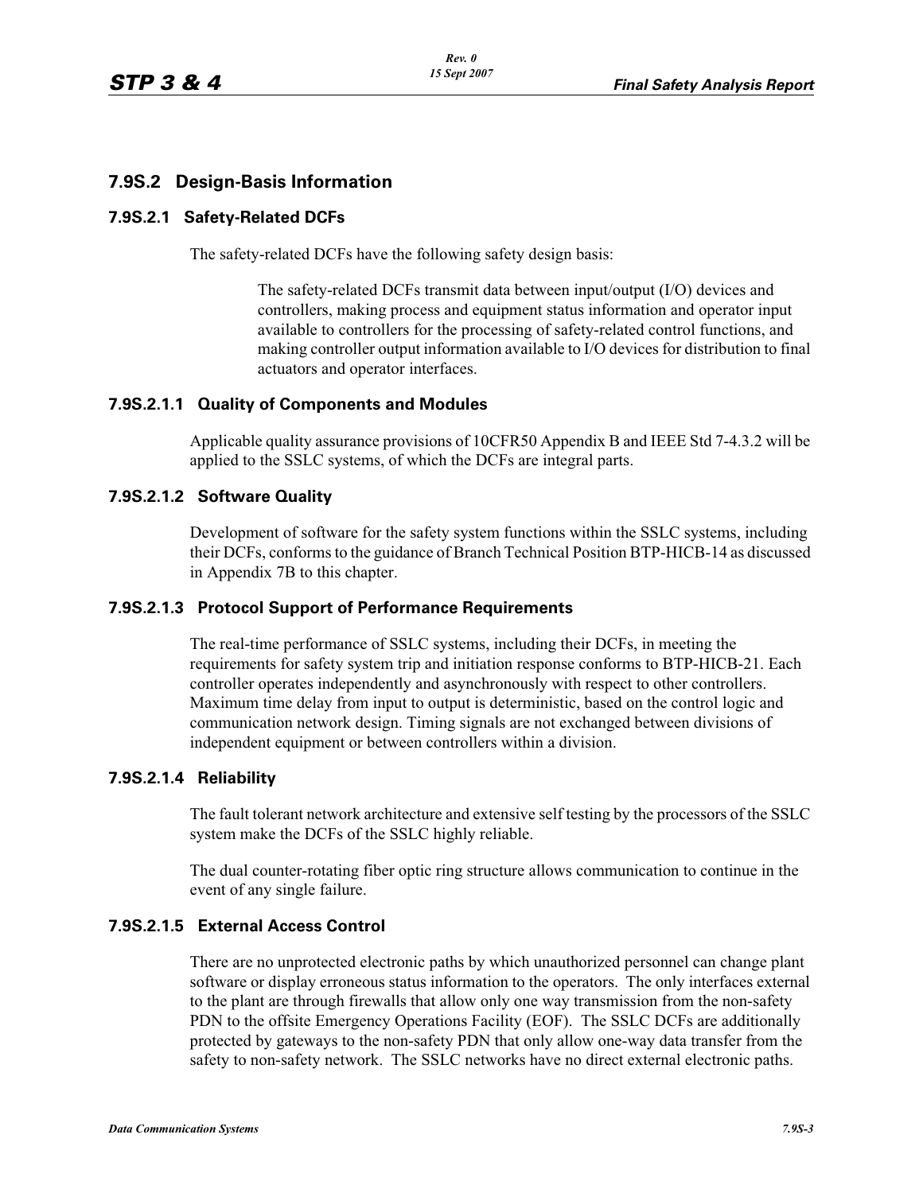## 7.9S.2 Design-Basis Information

### 7.9S.2.1 Safety-Related DCFs

The safety-related DCFs have the following safety design basis:

> The safety-related DCFs transmit data between input/output (I/O) devices and controllers, making process and equipment status information and operator input available to controllers for the processing of safety-related control functions, and making controller output information available to I/O devices for distribution to final actuators and operator interfaces.

#### 7.9S.2.1.1 Quality of Components and Modules

Applicable quality assurance provisions of 10CFR50 Appendix B and IEEE Std 7-4.3.2 will be applied to the SSLC systems, of which the DCFs are integral parts.

#### 7.9S.2.1.2 Software Quality

Development of software for the safety system functions within the SSLC systems, including their DCFs, conforms to the guidance of Branch Technical Position BTP-HICB-14 as discussed in Appendix 7B to this chapter.

#### 7.9S.2.1.3 Protocol Support of Performance Requirements

The real-time performance of SSLC systems, including their DCFs, in meeting the requirements for safety system trip and initiation response conforms to BTP-HICB-21. Each controller operates independently and asynchronously with respect to other controllers. Maximum time delay from input to output is deterministic, based on the control logic and communication network design. Timing signals are not exchanged between divisions of independent equipment or between controllers within a division.

#### 7.9S.2.1.4 Reliability

The fault tolerant network architecture and extensive self testing by the processors of the SSLC system make the DCFs of the SSLC highly reliable.

The dual counter-rotating fiber optic ring structure allows communication to continue in the event of any single failure.

#### 7.9S.2.1.5 External Access Control

There are no unprotected electronic paths by which unauthorized personnel can change plant software or display erroneous status information to the operators. The only interfaces external to the plant are through firewalls that allow only one way transmission from the non-safety PDN to the offsite Emergency Operations Facility (EOF). The SSLC DCFs are additionally protected by gateways to the non-safety PDN that only allow one-way data transfer from the safety to non-safety network. The SSLC networks have no direct external electronic paths.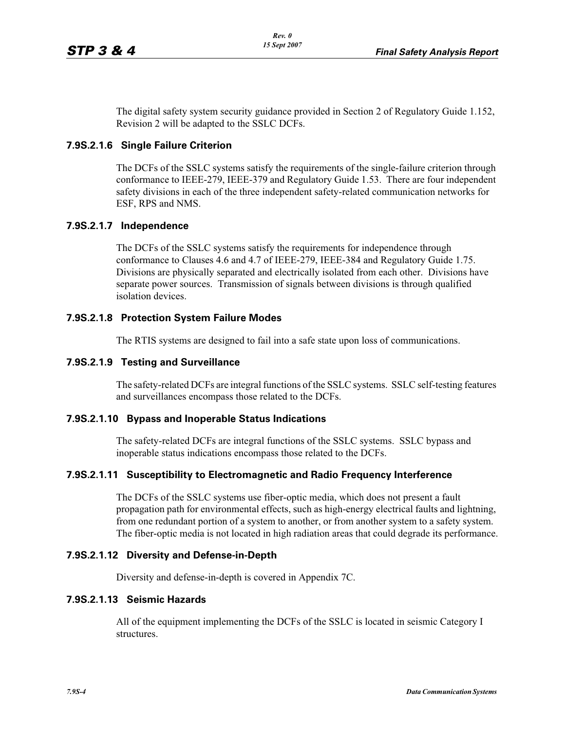The digital safety system security guidance provided in Section 2 of Regulatory Guide 1.152, Revision 2 will be adapted to the SSLC DCFs.

### 7.9S.2.1.6 Single Failure Criterion

The DCFs of the SSLC systems satisfy the requirements of the single-failure criterion through conformance to IEEE-279, IEEE-379 and Regulatory Guide 1.53. There are four independent safety divisions in each of the three independent safety-related communication networks for ESF, RPS and NMS.

### 7.9S.2.1.7 Independence

The DCFs of the SSLC systems satisfy the requirements for independence through conformance to Clauses 4.6 and 4.7 of IEEE-279, IEEE-384 and Regulatory Guide 1.75. Divisions are physically separated and electrically isolated from each other. Divisions have separate power sources. Transmission of signals between divisions is through qualified isolation devices.

### 7.9S.2.1.8 Protection System Failure Modes

The RTIS systems are designed to fail into a safe state upon loss of communications.

### 7.9S.2.1.9 Testing and Surveillance

The safety-related DCFs are integral functions of the SSLC systems. SSLC self-testing features and surveillances encompass those related to the DCFs.

### 7.9S.2.1.10 Bypass and Inoperable Status Indications

The safety-related DCFs are integral functions of the SSLC systems. SSLC bypass and inoperable status indications encompass those related to the DCFs.

### 7.9S.2.1.11 Susceptibility to Electromagnetic and Radio Frequency Interference

The DCFs of the SSLC systems use fiber-optic media, which does not present a fault propagation path for environmental effects, such as high-energy electrical faults and lightning, from one redundant portion of a system to another, or from another system to a safety system. The fiber-optic media is not located in high radiation areas that could degrade its performance.

### 7.9S.2.1.12 Diversity and Defense-in-Depth

Diversity and defense-in-depth is covered in Appendix 7C.

### 7.9S.2.1.13 Seismic Hazards

All of the equipment implementing the DCFs of the SSLC is located in seismic Category I structures.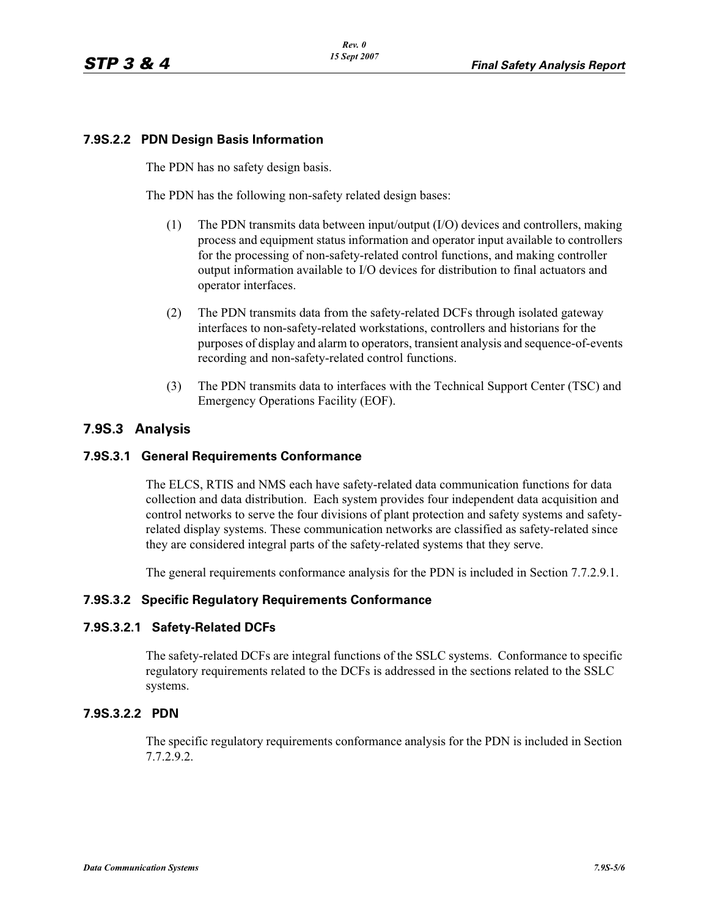### 7.9S.2.2 PDN Design Basis Information

The PDN has no safety design basis.

The PDN has the following non-safety related design bases:

(1) The PDN transmits data between input/output (I/O) devices and controllers, making process and equipment status information and operator input available to controllers for the processing of non-safety-related control functions, and making controller output information available to I/O devices for distribution to final actuators and operator interfaces.

(2) The PDN transmits data from the safety-related DCFs through isolated gateway interfaces to non-safety-related workstations, controllers and historians for the purposes of display and alarm to operators, transient analysis and sequence-of-events recording and non-safety-related control functions.

(3) The PDN transmits data to interfaces with the Technical Support Center (TSC) and Emergency Operations Facility (EOF).

## 7.9S.3 Analysis

### 7.9S.3.1 General Requirements Conformance

The ELCS, RTIS and NMS each have safety-related data communication functions for data collection and data distribution. Each system provides four independent data acquisition and control networks to serve the four divisions of plant protection and safety systems and safety-related display systems. These communication networks are classified as safety-related since they are considered integral parts of the safety-related systems that they serve.

The general requirements conformance analysis for the PDN is included in Section 7.7.2.9.1.

### 7.9S.3.2 Specific Regulatory Requirements Conformance

#### 7.9S.3.2.1 Safety-Related DCFs

The safety-related DCFs are integral functions of the SSLC systems. Conformance to specific regulatory requirements related to the DCFs is addressed in the sections related to the SSLC systems.

#### 7.9S.3.2.2 PDN

The specific regulatory requirements conformance analysis for the PDN is included in Section 7.7.2.9.2.